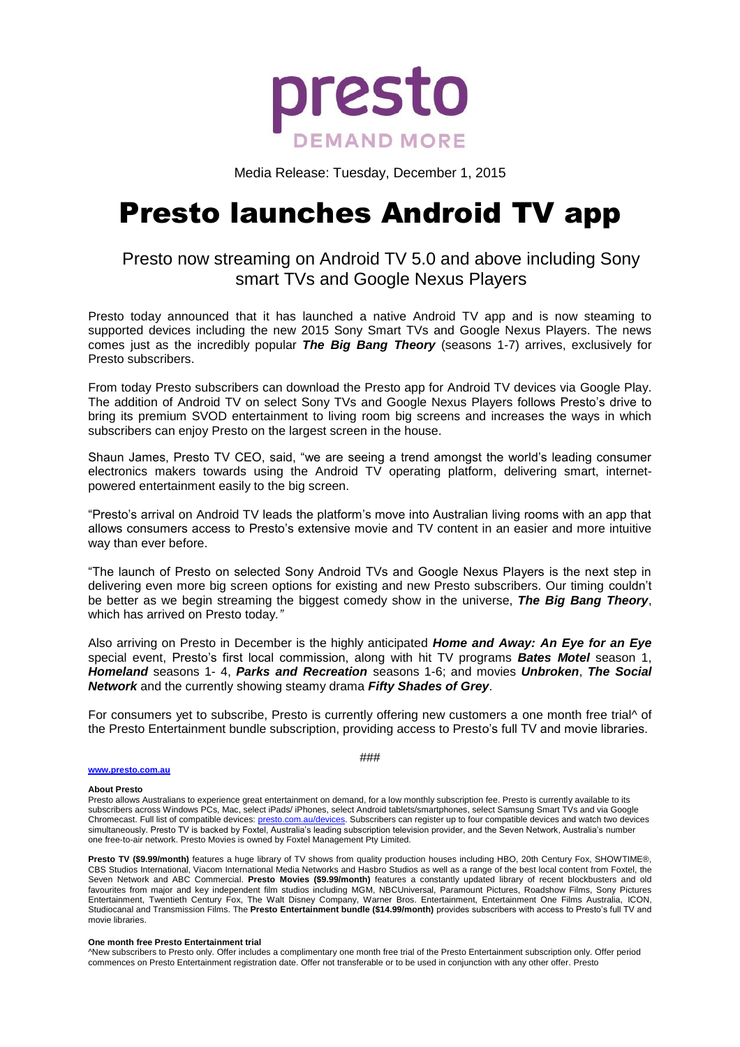presto

DEMAND MORE

Media Release: Tuesday, December 1, 2015

# Presto launches Android TV app

## Presto now streaming on Android TV 5.0 and above including Sony smart TVs and Google Nexus Players

Presto today announced that it has launched a native Android TV app and is now steaming to supported devices including the new 2015 Sony Smart TVs and Google Nexus Players. The news comes just as the incredibly popular ***The Big Bang Theory*** (seasons 1-7) arrives, exclusively for Presto subscribers.

From today Presto subscribers can download the Presto app for Android TV devices via Google Play. The addition of Android TV on select Sony TVs and Google Nexus Players follows Presto's drive to bring its premium SVOD entertainment to living room big screens and increases the ways in which subscribers can enjoy Presto on the largest screen in the house.

Shaun James, Presto TV CEO, said, "we are seeing a trend amongst the world's leading consumer electronics makers towards using the Android TV operating platform, delivering smart, internet-powered entertainment easily to the big screen.

"Presto's arrival on Android TV leads the platform's move into Australian living rooms with an app that allows consumers access to Presto's extensive movie and TV content in an easier and more intuitive way than ever before.

"The launch of Presto on selected Sony Android TVs and Google Nexus Players is the next step in delivering even more big screen options for existing and new Presto subscribers. Our timing couldn't be better as we begin streaming the biggest comedy show in the universe, ***The Big Bang Theory***, which has arrived on Presto today."

Also arriving on Presto in December is the highly anticipated ***Home and Away: An Eye for an Eye*** special event, Presto's first local commission, along with hit TV programs ***Bates Motel*** season 1, ***Homeland*** seasons 1- 4, ***Parks and Recreation*** seasons 1-6; and movies ***Unbroken***, ***The Social Network*** and the currently showing steamy drama ***Fifty Shades of Grey***.

For consumers yet to subscribe, Presto is currently offering new customers a one month free trial^ of the Presto Entertainment bundle subscription, providing access to Presto's full TV and movie libraries.

###

**www.presto.com.au**

**About Presto**

Presto allows Australians to experience great entertainment on demand, for a low monthly subscription fee. Presto is currently available to its subscribers across Windows PCs, Mac, select iPads/ iPhones, select Android tablets/smartphones, select Samsung Smart TVs and via Google Chromecast. Full list of compatible devices: presto.com.au/devices. Subscribers can register up to four compatible devices and watch two devices simultaneously. Presto TV is backed by Foxtel, Australia's leading subscription television provider, and the Seven Network, Australia's number one free-to-air network. Presto Movies is owned by Foxtel Management Pty Limited.

**Presto TV ($9.99/month)** features a huge library of TV shows from quality production houses including HBO, 20th Century Fox, SHOWTIME®, CBS Studios International, Viacom International Media Networks and Hasbro Studios as well as a range of the best local content from Foxtel, the Seven Network and ABC Commercial. **Presto Movies ($9.99/month)** features a constantly updated library of recent blockbusters and old favourites from major and key independent film studios including MGM, NBCUniversal, Paramount Pictures, Roadshow Films, Sony Pictures Entertainment, Twentieth Century Fox, The Walt Disney Company, Warner Bros. Entertainment, Entertainment One Films Australia, ICON, Studiocanal and Transmission Films. The **Presto Entertainment bundle ($14.99/month)** provides subscribers with access to Presto's full TV and movie libraries.

**One month free Presto Entertainment trial**

^New subscribers to Presto only. Offer includes a complimentary one month free trial of the Presto Entertainment subscription only. Offer period commences on Presto Entertainment registration date. Offer not transferable or to be used in conjunction with any other offer. Presto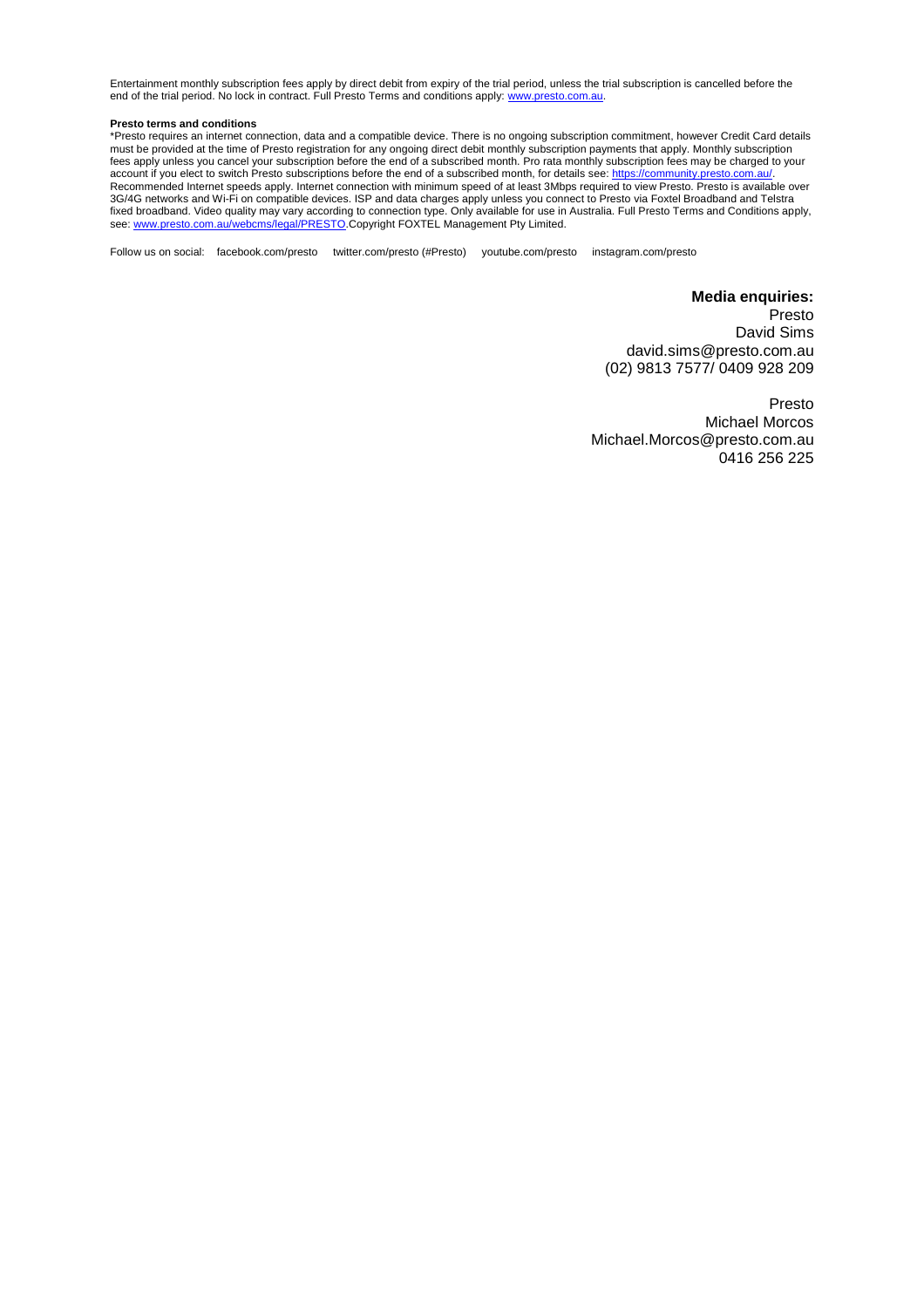Entertainment monthly subscription fees apply by direct debit from expiry of the trial period, unless the trial subscription is cancelled before the end of the trial period. No lock in contract. Full Presto Terms and conditions apply: [www.presto.com.au](www.presto.com.au).

**Presto terms and conditions**

*Presto requires an internet connection, data and a compatible device. There is no ongoing subscription commitment, however Credit Card details must be provided at the time of Presto registration for any ongoing direct debit monthly subscription payments that apply. Monthly subscription fees apply unless you cancel your subscription before the end of a subscribed month. Pro rata monthly subscription fees may be charged to your account if you elect to switch Presto subscriptions before the end of a subscribed month, for details see: [https://community.presto.com.au/](https://community.presto.com.au/). Recommended Internet speeds apply. Internet connection with minimum speed of at least 3Mbps required to view Presto. Presto is available over 3G/4G networks and Wi-Fi on compatible devices. ISP and data charges apply unless you connect to Presto via Foxtel Broadband and Telstra fixed broadband. Video quality may vary according to connection type. Only available for use in Australia. Full Presto Terms and Conditions apply, see: [www.presto.com.au/webcms/legal/PRESTO](www.presto.com.au/webcms/legal/PRESTO).Copyright FOXTEL Management Pty Limited.

Follow us on social: facebook.com/presto twitter.com/presto (#Presto) youtube.com/presto instagram.com/presto

**Media enquiries:**

Presto
David Sims
david.sims@presto.com.au
(02) 9813 7577/ 0409 928 209

Presto
Michael Morcos
Michael.Morcos@presto.com.au
0416 256 225